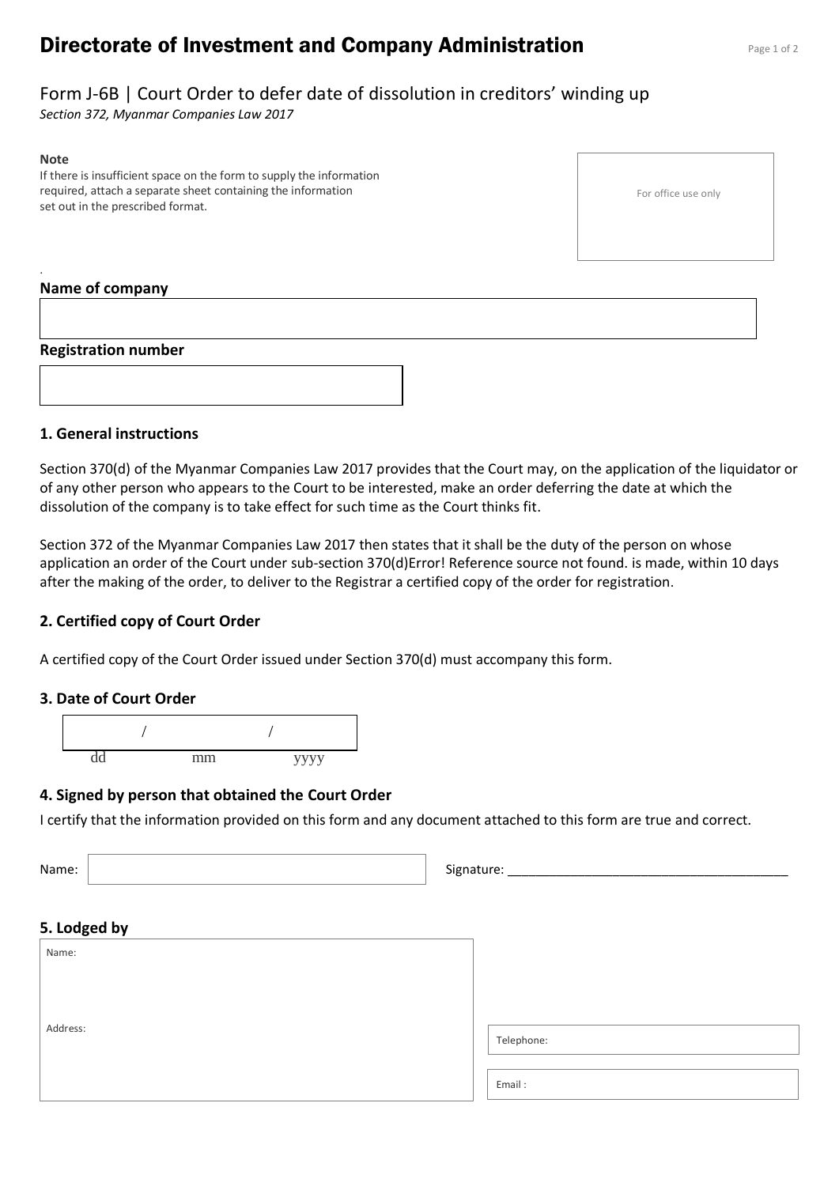# Directorate of Investment and Company Administration

## Form J-6B | Court Order to defer date of dissolution in creditors' winding up

*Section 372, Myanmar Companies Law 2017*

**Note**
If there is insufficient space on the form to supply the information required, attach a separate sheet containing the information set out in the prescribed format.

For office use only

**Name of company**

**Registration number**

### 1. General instructions

Section 370(d) of the Myanmar Companies Law 2017 provides that the Court may, on the application of the liquidator or of any other person who appears to the Court to be interested, make an order deferring the date at which the dissolution of the company is to take effect for such time as the Court thinks fit.

Section 372 of the Myanmar Companies Law 2017 then states that it shall be the duty of the person on whose application an order of the Court under sub-section 370(d)Error! Reference source not found. is made, within 10 days after the making of the order, to deliver to the Registrar a certified copy of the order for registration.

### 2. Certified copy of Court Order

A certified copy of the Court Order issued under Section 370(d) must accompany this form.

### 3. Date of Court Order

/ /
dd mm yyyy

### 4. Signed by person that obtained the Court Order

I certify that the information provided on this form and any document attached to this form are true and correct.

Name:

Signature: ________________________________________

### 5. Lodged by

Name:

Address:

Telephone:

Email :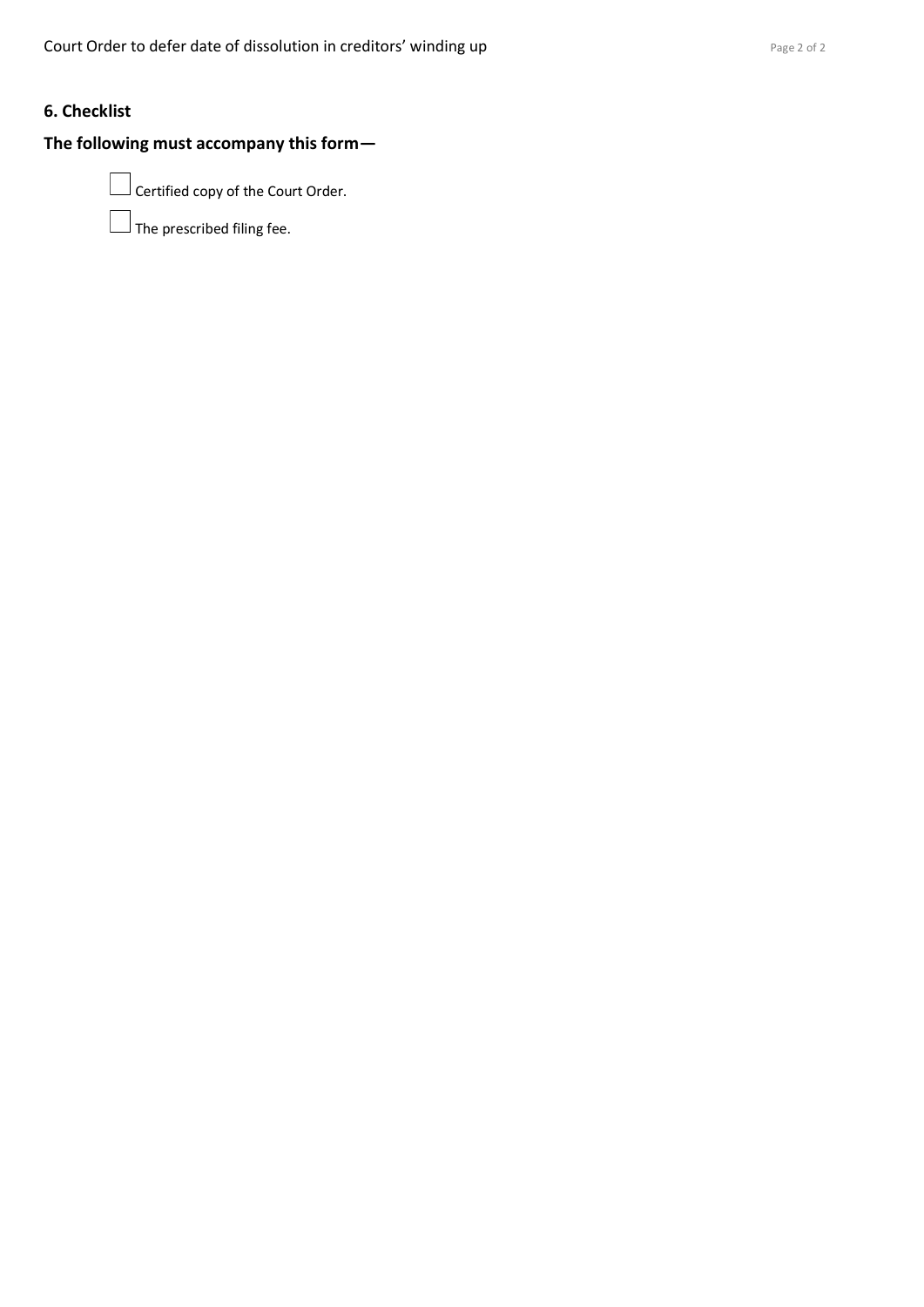## 6. Checklist

## The following must accompany this form—

- [ ] Certified copy of the Court Order.
- [ ] The prescribed filing fee.